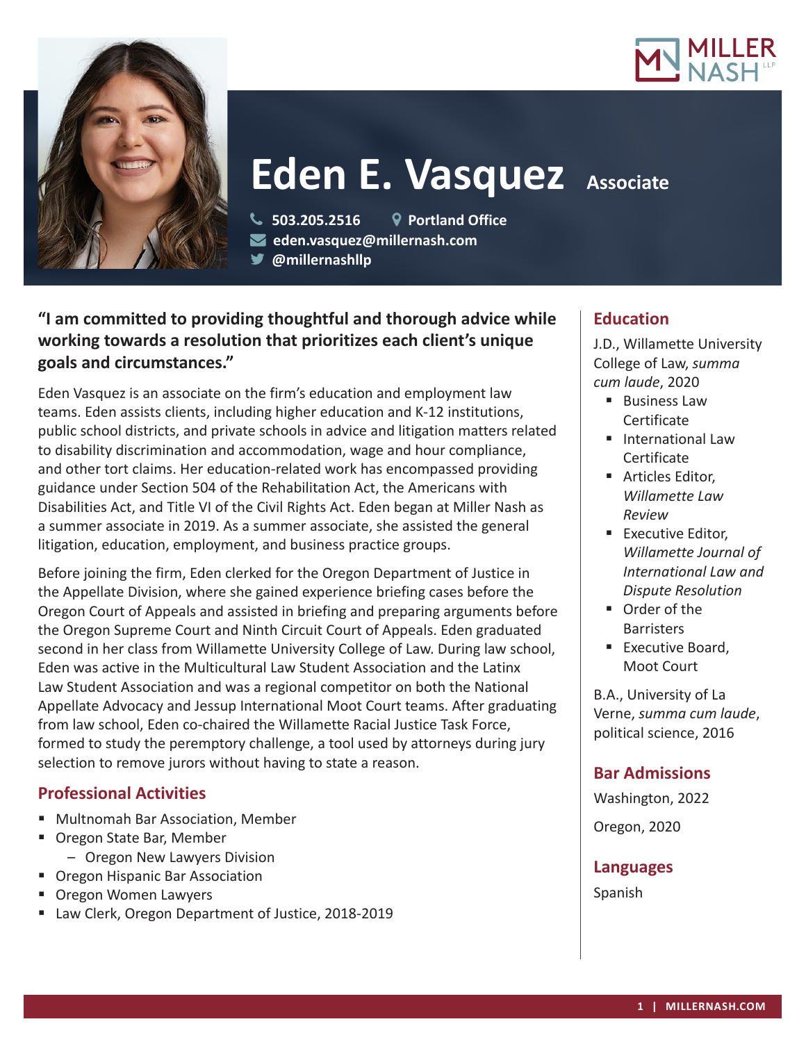# Eden E. Vasquez

**Associate**

503.205.2516 | Portland Office
eden.vasquez@millernash.com
@millernashllp

**"I am committed to providing thoughtful and thorough advice while working towards a resolution that prioritizes each client's unique goals and circumstances."**

Eden Vasquez is an associate on the firm's education and employment law teams. Eden assists clients, including higher education and K-12 institutions, public school districts, and private schools in advice and litigation matters related to disability discrimination and accommodation, wage and hour compliance, and other tort claims. Her education-related work has encompassed providing guidance under Section 504 of the Rehabilitation Act, the Americans with Disabilities Act, and Title VI of the Civil Rights Act. Eden began at Miller Nash as a summer associate in 2019. As a summer associate, she assisted the general litigation, education, employment, and business practice groups.

Before joining the firm, Eden clerked for the Oregon Department of Justice in the Appellate Division, where she gained experience briefing cases before the Oregon Court of Appeals and assisted in briefing and preparing arguments before the Oregon Supreme Court and Ninth Circuit Court of Appeals. Eden graduated second in her class from Willamette University College of Law. During law school, Eden was active in the Multicultural Law Student Association and the Latinx Law Student Association and was a regional competitor on both the National Appellate Advocacy and Jessup International Moot Court teams. After graduating from law school, Eden co-chaired the Willamette Racial Justice Task Force, formed to study the peremptory challenge, a tool used by attorneys during jury selection to remove jurors without having to state a reason.

## Professional Activities

- Multnomah Bar Association, Member
- Oregon State Bar, Member
  - Oregon New Lawyers Division
- Oregon Hispanic Bar Association
- Oregon Women Lawyers
- Law Clerk, Oregon Department of Justice, 2018-2019

## Education

J.D., Willamette University College of Law, *summa cum laude*, 2020

- Business Law Certificate
- International Law Certificate
- Articles Editor, *Willamette Law Review*
- Executive Editor, *Willamette Journal of International Law and Dispute Resolution*
- Order of the Barristers
- Executive Board, Moot Court

B.A., University of La Verne, *summa cum laude*, political science, 2016

## Bar Admissions

Washington, 2022

Oregon, 2020

## Languages

Spanish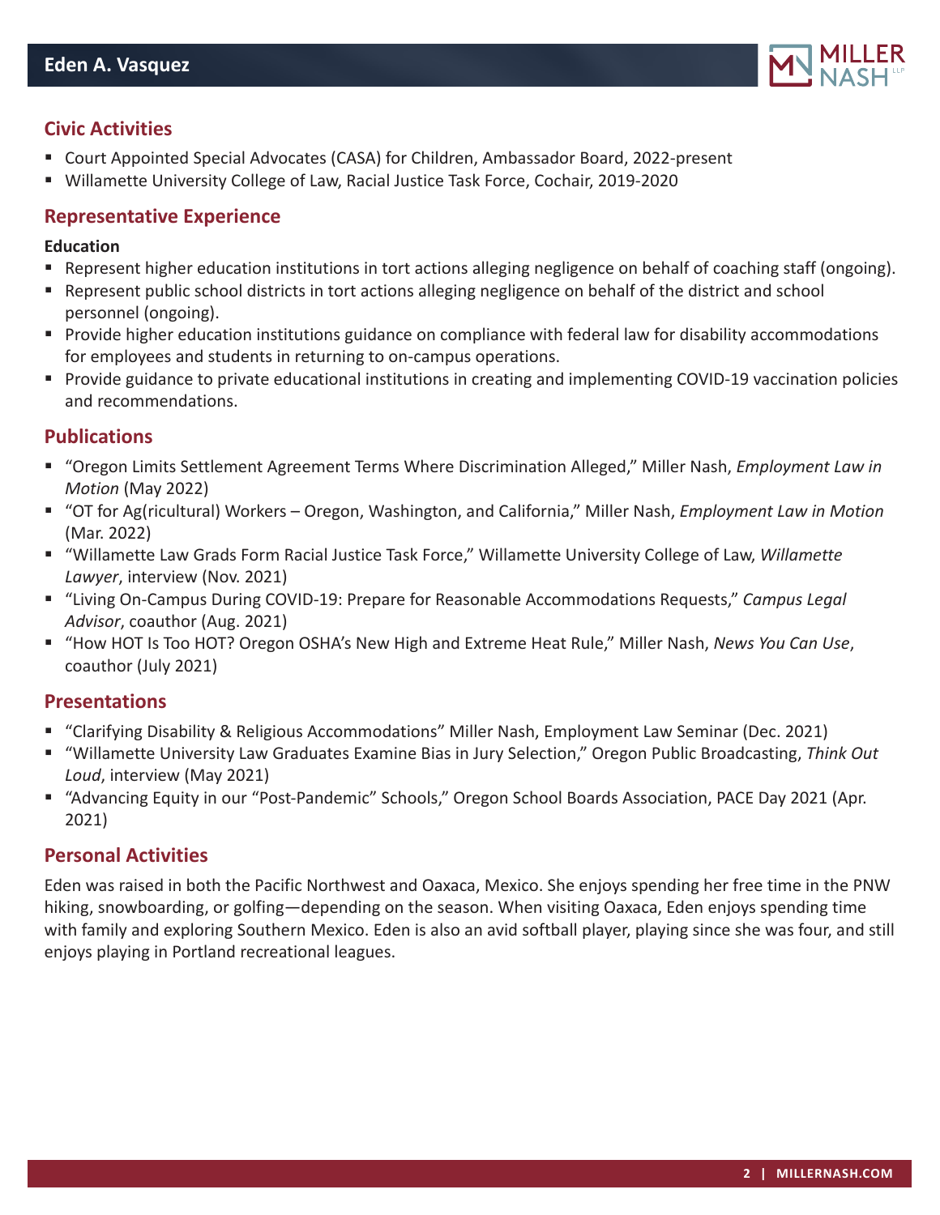## Civic Activities

- Court Appointed Special Advocates (CASA) for Children, Ambassador Board, 2022-present
- Willamette University College of Law, Racial Justice Task Force, Cochair, 2019-2020

## Representative Experience

**Education**

- Represent higher education institutions in tort actions alleging negligence on behalf of coaching staff (ongoing).
- Represent public school districts in tort actions alleging negligence on behalf of the district and school personnel (ongoing).
- Provide higher education institutions guidance on compliance with federal law for disability accommodations for employees and students in returning to on-campus operations.
- Provide guidance to private educational institutions in creating and implementing COVID-19 vaccination policies and recommendations.

## Publications

- "Oregon Limits Settlement Agreement Terms Where Discrimination Alleged," Miller Nash, *Employment Law in Motion* (May 2022)
- "OT for Ag(ricultural) Workers – Oregon, Washington, and California," Miller Nash, *Employment Law in Motion* (Mar. 2022)
- "Willamette Law Grads Form Racial Justice Task Force," Willamette University College of Law, *Willamette Lawyer*, interview (Nov. 2021)
- "Living On-Campus During COVID-19: Prepare for Reasonable Accommodations Requests," *Campus Legal Advisor*, coauthor (Aug. 2021)
- "How HOT Is Too HOT? Oregon OSHA's New High and Extreme Heat Rule," Miller Nash, *News You Can Use*, coauthor (July 2021)

## Presentations

- "Clarifying Disability & Religious Accommodations" Miller Nash, Employment Law Seminar (Dec. 2021)
- "Willamette University Law Graduates Examine Bias in Jury Selection," Oregon Public Broadcasting, *Think Out Loud*, interview (May 2021)
- "Advancing Equity in our "Post-Pandemic" Schools," Oregon School Boards Association, PACE Day 2021 (Apr. 2021)

## Personal Activities

Eden was raised in both the Pacific Northwest and Oaxaca, Mexico. She enjoys spending her free time in the PNW hiking, snowboarding, or golfing—depending on the season. When visiting Oaxaca, Eden enjoys spending time with family and exploring Southern Mexico. Eden is also an avid softball player, playing since she was four, and still enjoys playing in Portland recreational leagues.